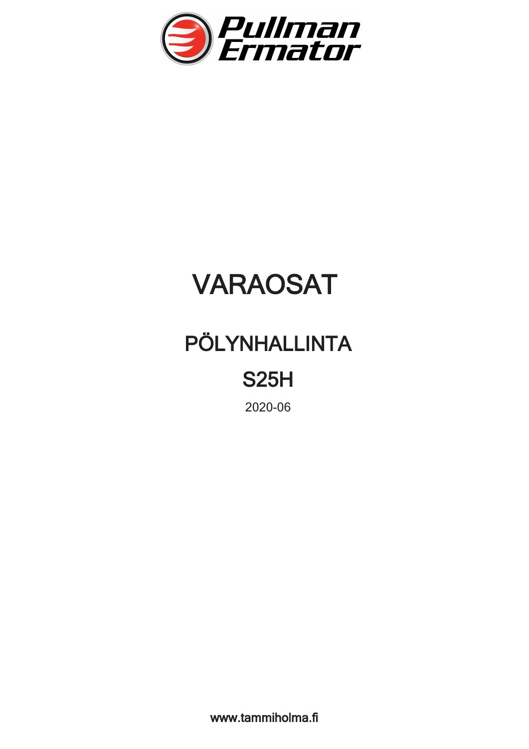Pullman Ermator

# VARAOSAT

## PÖLYNHALLINTA

## S25H

2020-06

www.tammiholma.fi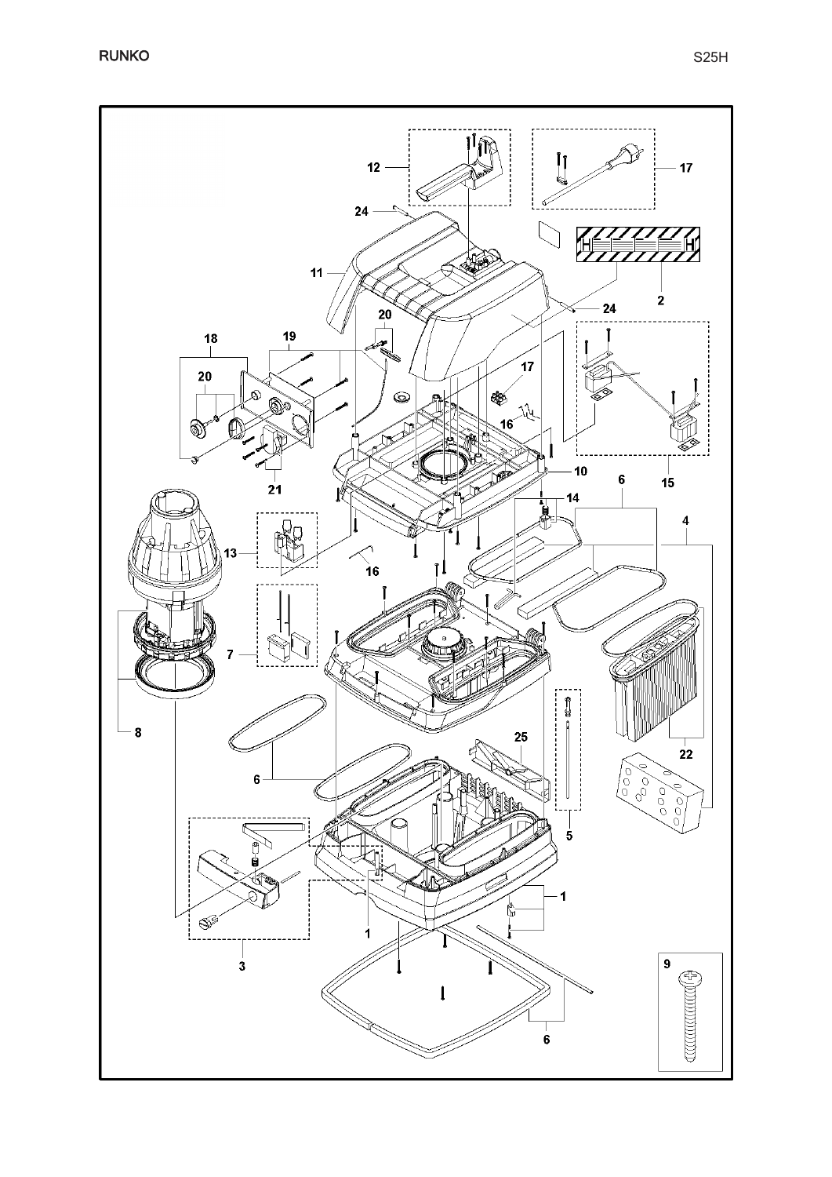RUNKO

S25H

12

17

24

11

2

24

20

18

19

20

17

16

10

15

21

6

14

4

13

16

7

8

25

22

6

5

1

1

3

9

6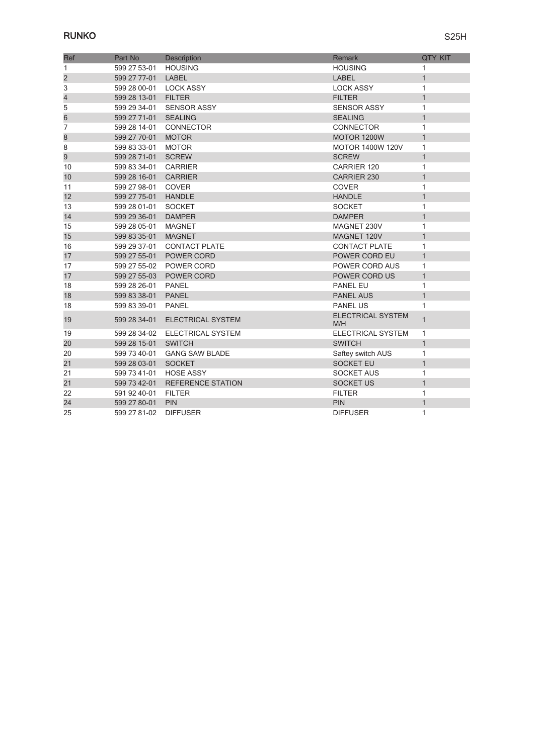## RUNKO

S25H

| Ref | Part No | Description | Remark | QTY KIT |
|---|---|---|---|---|
| 1 | 599 27 53-01 | HOUSING | HOUSING | 1 |
| 2 | 599 27 77-01 | LABEL | LABEL | 1 |
| 3 | 599 28 00-01 | LOCK ASSY | LOCK ASSY | 1 |
| 4 | 599 28 13-01 | FILTER | FILTER | 1 |
| 5 | 599 29 34-01 | SENSOR ASSY | SENSOR ASSY | 1 |
| 6 | 599 27 71-01 | SEALING | SEALING | 1 |
| 7 | 599 28 14-01 | CONNECTOR | CONNECTOR | 1 |
| 8 | 599 27 70-01 | MOTOR | MOTOR 1200W | 1 |
| 8 | 599 83 33-01 | MOTOR | MOTOR 1400W 120V | 1 |
| 9 | 599 28 71-01 | SCREW | SCREW | 1 |
| 10 | 599 83 34-01 | CARRIER | CARRIER 120 | 1 |
| 10 | 599 28 16-01 | CARRIER | CARRIER 230 | 1 |
| 11 | 599 27 98-01 | COVER | COVER | 1 |
| 12 | 599 27 75-01 | HANDLE | HANDLE | 1 |
| 13 | 599 28 01-01 | SOCKET | SOCKET | 1 |
| 14 | 599 29 36-01 | DAMPER | DAMPER | 1 |
| 15 | 599 28 05-01 | MAGNET | MAGNET 230V | 1 |
| 15 | 599 83 35-01 | MAGNET | MAGNET 120V | 1 |
| 16 | 599 29 37-01 | CONTACT PLATE | CONTACT PLATE | 1 |
| 17 | 599 27 55-01 | POWER CORD | POWER CORD EU | 1 |
| 17 | 599 27 55-02 | POWER CORD | POWER CORD AUS | 1 |
| 17 | 599 27 55-03 | POWER CORD | POWER CORD US | 1 |
| 18 | 599 28 26-01 | PANEL | PANEL EU | 1 |
| 18 | 599 83 38-01 | PANEL | PANEL AUS | 1 |
| 18 | 599 83 39-01 | PANEL | PANEL US | 1 |
| 19 | 599 28 34-01 | ELECTRICAL SYSTEM | ELECTRICAL SYSTEM M/H | 1 |
| 19 | 599 28 34-02 | ELECTRICAL SYSTEM | ELECTRICAL SYSTEM | 1 |
| 20 | 599 28 15-01 | SWITCH | SWITCH | 1 |
| 20 | 599 73 40-01 | GANG SAW BLADE | Saftey switch AUS | 1 |
| 21 | 599 28 03-01 | SOCKET | SOCKET EU | 1 |
| 21 | 599 73 41-01 | HOSE ASSY | SOCKET AUS | 1 |
| 21 | 599 73 42-01 | REFERENCE STATION | SOCKET US | 1 |
| 22 | 591 92 40-01 | FILTER | FILTER | 1 |
| 24 | 599 27 80-01 | PIN | PIN | 1 |
| 25 | 599 27 81-02 | DIFFUSER | DIFFUSER | 1 |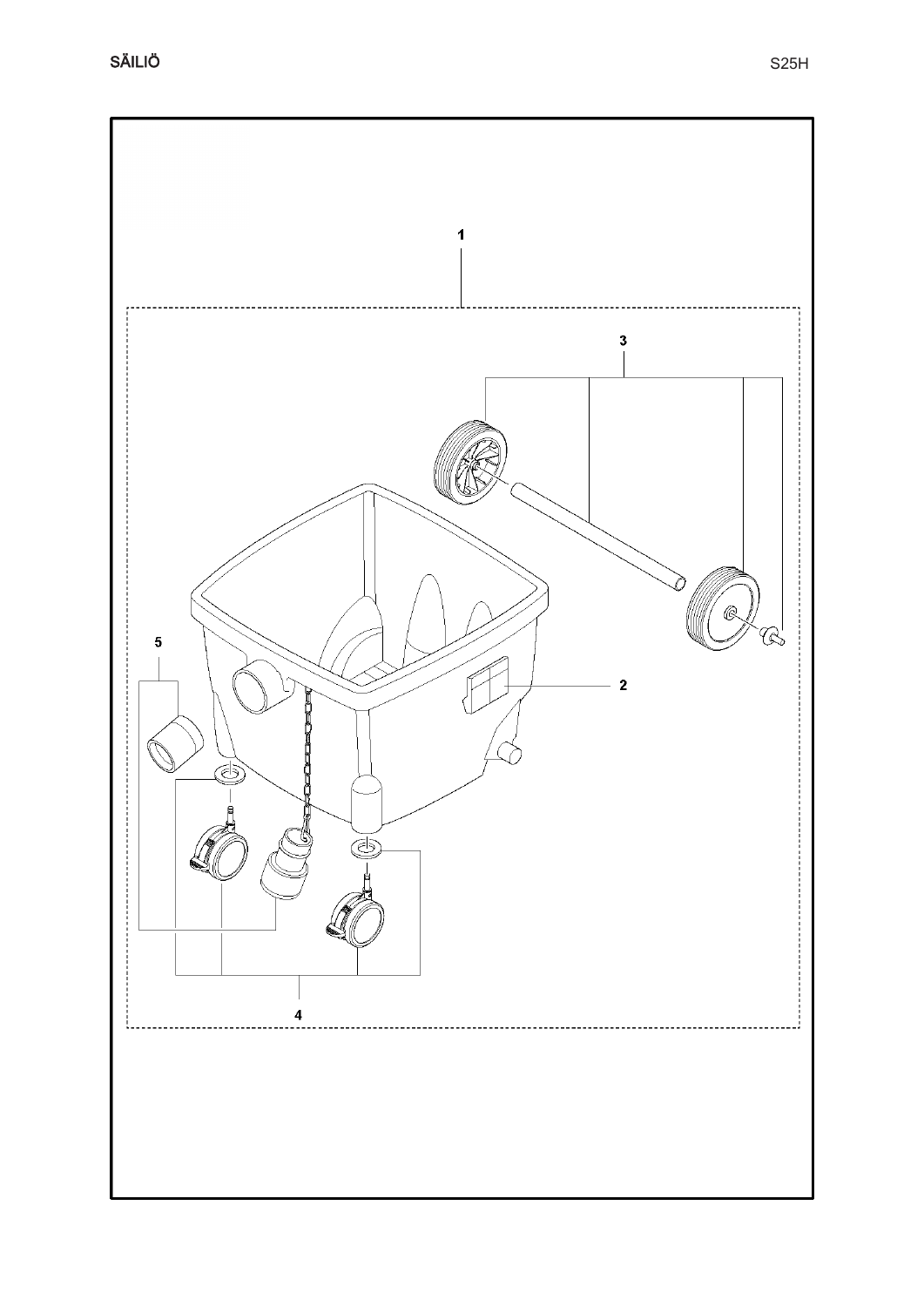# SÄILIÖ

S25H

1

3

5

2

4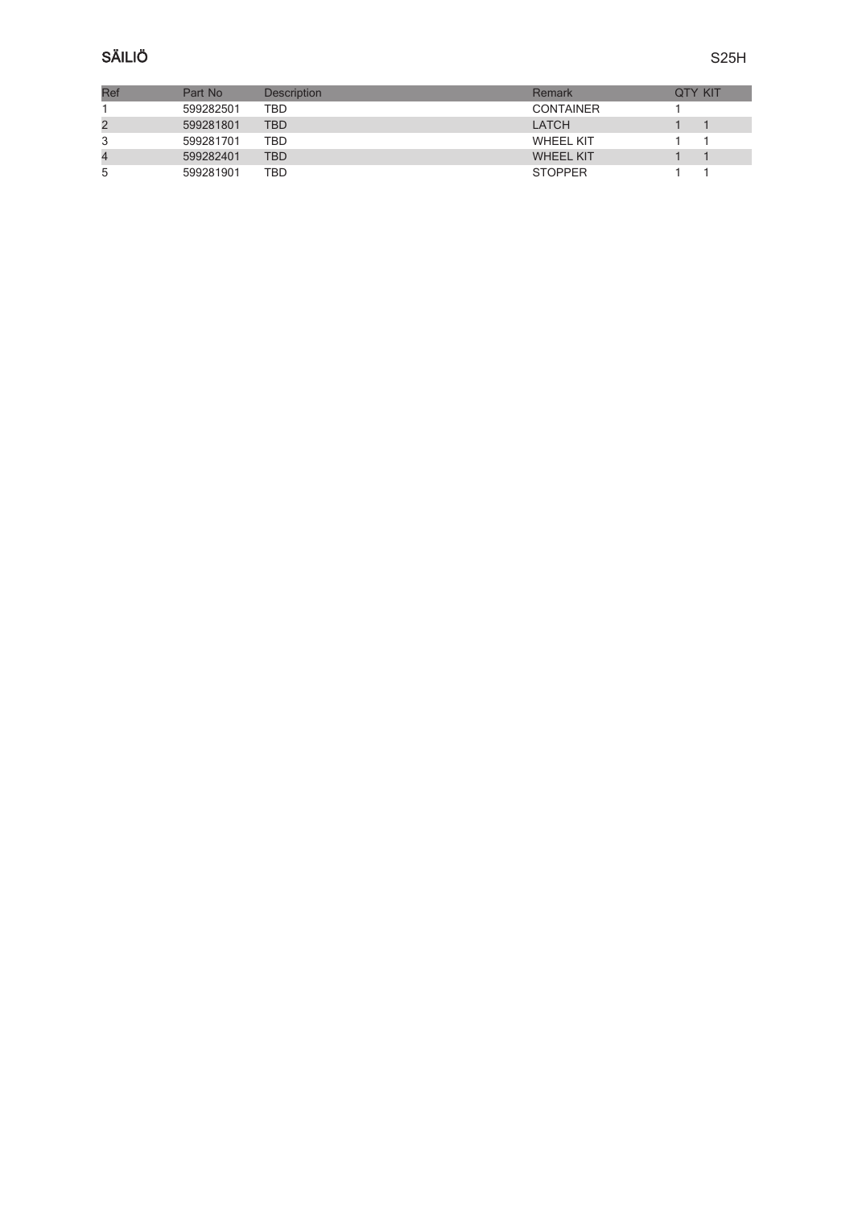# SÄILIÖ

S25H

| Ref | Part No | Description | Remark | QTY | KIT |
|---|---|---|---|---|---|
| 1 | 599282501 | TBD | CONTAINER | 1 | |
| 2 | 599281801 | TBD | LATCH | 1 | 1 |
| 3 | 599281701 | TBD | WHEEL KIT | 1 | 1 |
| 4 | 599282401 | TBD | WHEEL KIT | 1 | 1 |
| 5 | 599281901 | TBD | STOPPER | 1 | 1 |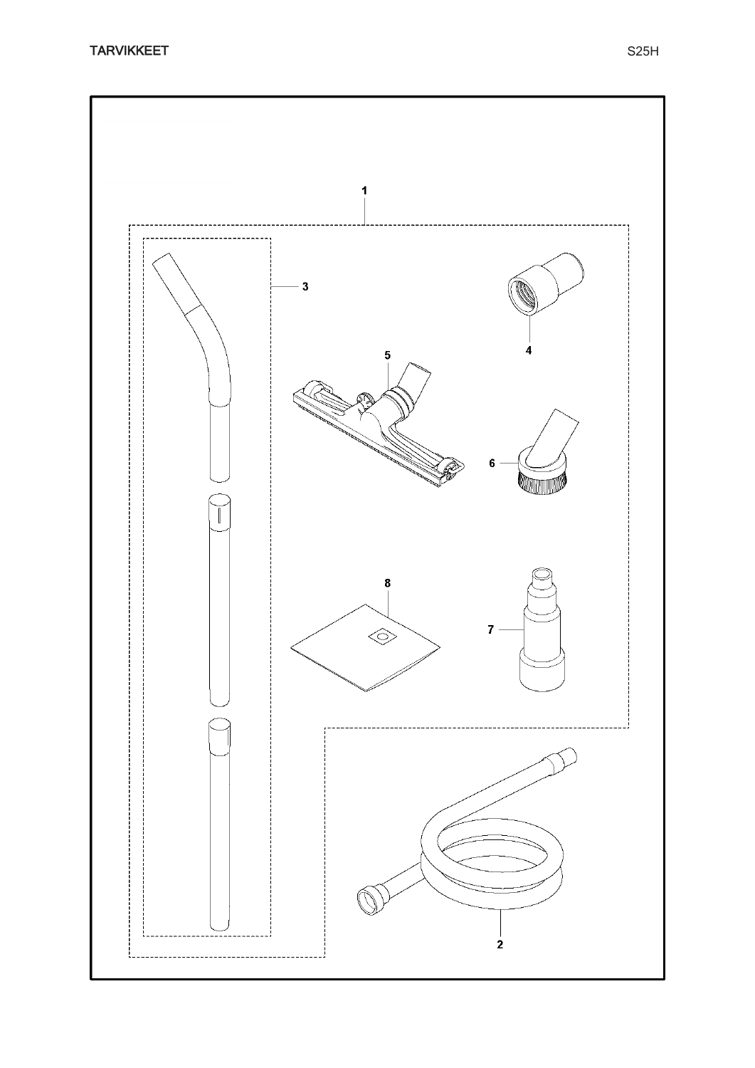# TARVIKKEET

S25H

1

3

4

5

6

8

7

2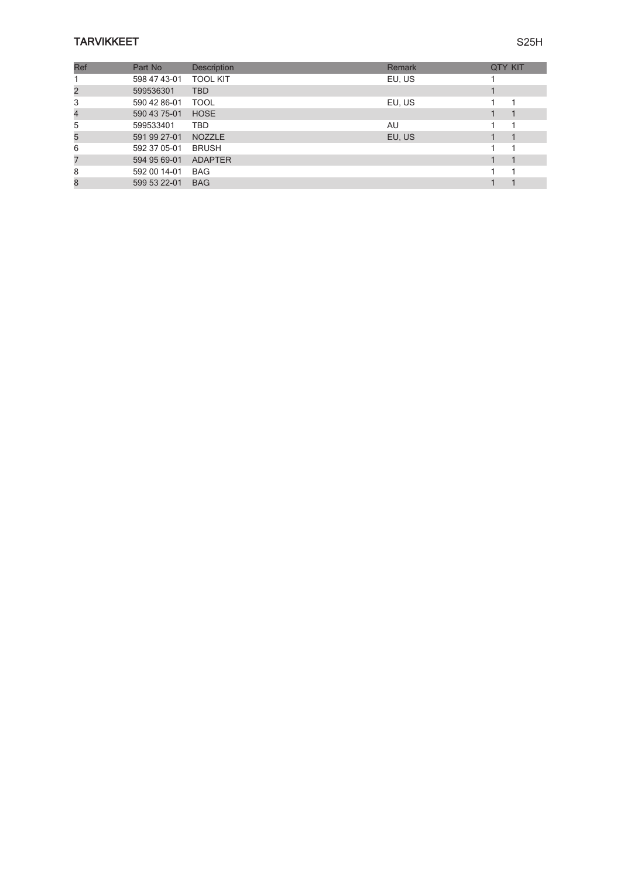## TARVIKKEET

S25H

| Ref | Part No | Description | Remark | QTY | KIT |
| --- | --- | --- | --- | --- | --- |
| 1 | 598 47 43-01 | TOOL KIT | EU, US | 1 | |
| 2 | 599536301 | TBD | | 1 | |
| 3 | 590 42 86-01 | TOOL | EU, US | 1 | 1 |
| 4 | 590 43 75-01 | HOSE | | 1 | 1 |
| 5 | 599533401 | TBD | AU | 1 | 1 |
| 5 | 591 99 27-01 | NOZZLE | EU, US | 1 | 1 |
| 6 | 592 37 05-01 | BRUSH | | 1 | 1 |
| 7 | 594 95 69-01 | ADAPTER | | 1 | 1 |
| 8 | 592 00 14-01 | BAG | | 1 | 1 |
| 8 | 599 53 22-01 | BAG | | 1 | 1 |